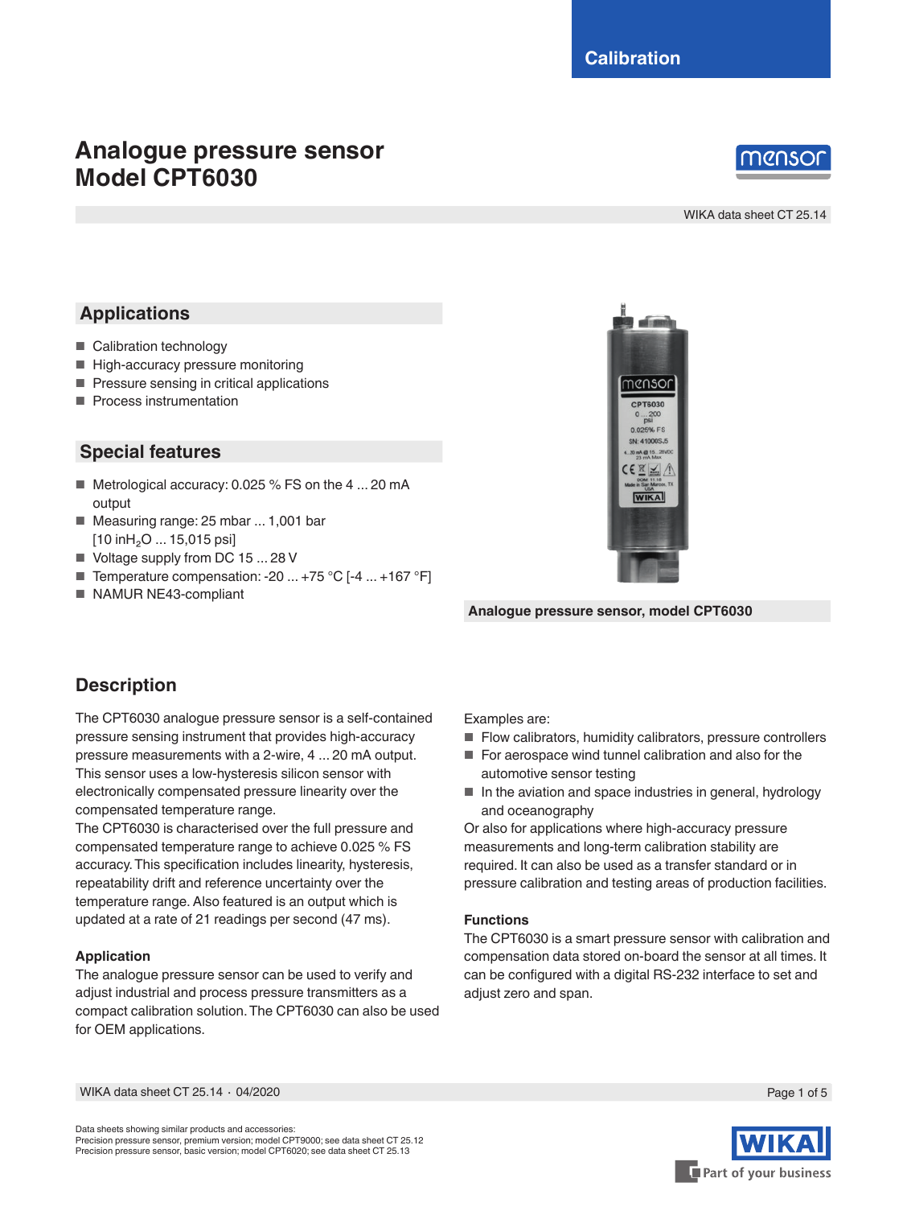Calibration

# Analogue pressure sensor
# Model CPT6030

WIKA data sheet CT 25.14

## Applications

- Calibration technology
- High-accuracy pressure monitoring
- Pressure sensing in critical applications
- Process instrumentation

## Special features

- Metrological accuracy: 0.025 % FS on the 4 ... 20 mA output
- Measuring range: 25 mbar ... 1,001 bar [10 in$H_2O$ ... 15,015 psi]
- Voltage supply from DC 15 ... 28 V
- Temperature compensation: -20 ... +75 °C [-4 ... +167 °F]
- NAMUR NE43-compliant

**Analogue pressure sensor, model CPT6030**

## Description

The CPT6030 analogue pressure sensor is a self-contained pressure sensing instrument that provides high-accuracy pressure measurements with a 2-wire, 4 ... 20 mA output. This sensor uses a low-hysteresis silicon sensor with electronically compensated pressure linearity over the compensated temperature range.

The CPT6030 is characterised over the full pressure and compensated temperature range to achieve 0.025 % FS accuracy. This specification includes linearity, hysteresis, repeatability drift and reference uncertainty over the temperature range. Also featured is an output which is updated at a rate of 21 readings per second (47 ms).

### Application

The analogue pressure sensor can be used to verify and adjust industrial and process pressure transmitters as a compact calibration solution. The CPT6030 can also be used for OEM applications.

Examples are:

- Flow calibrators, humidity calibrators, pressure controllers
- For aerospace wind tunnel calibration and also for the automotive sensor testing
- In the aviation and space industries in general, hydrology and oceanography

Or also for applications where high-accuracy pressure measurements and long-term calibration stability are required. It can also be used as a transfer standard or in pressure calibration and testing areas of production facilities.

### Functions

The CPT6030 is a smart pressure sensor with calibration and compensation data stored on-board the sensor at all times. It can be configured with a digital RS-232 interface to set and adjust zero and span.

Data sheets showing similar products and accessories:
Precision pressure sensor, premium version; model CPT9000; see data sheet CT 25.12
Precision pressure sensor, basic version; model CPT6020; see data sheet CT 25.13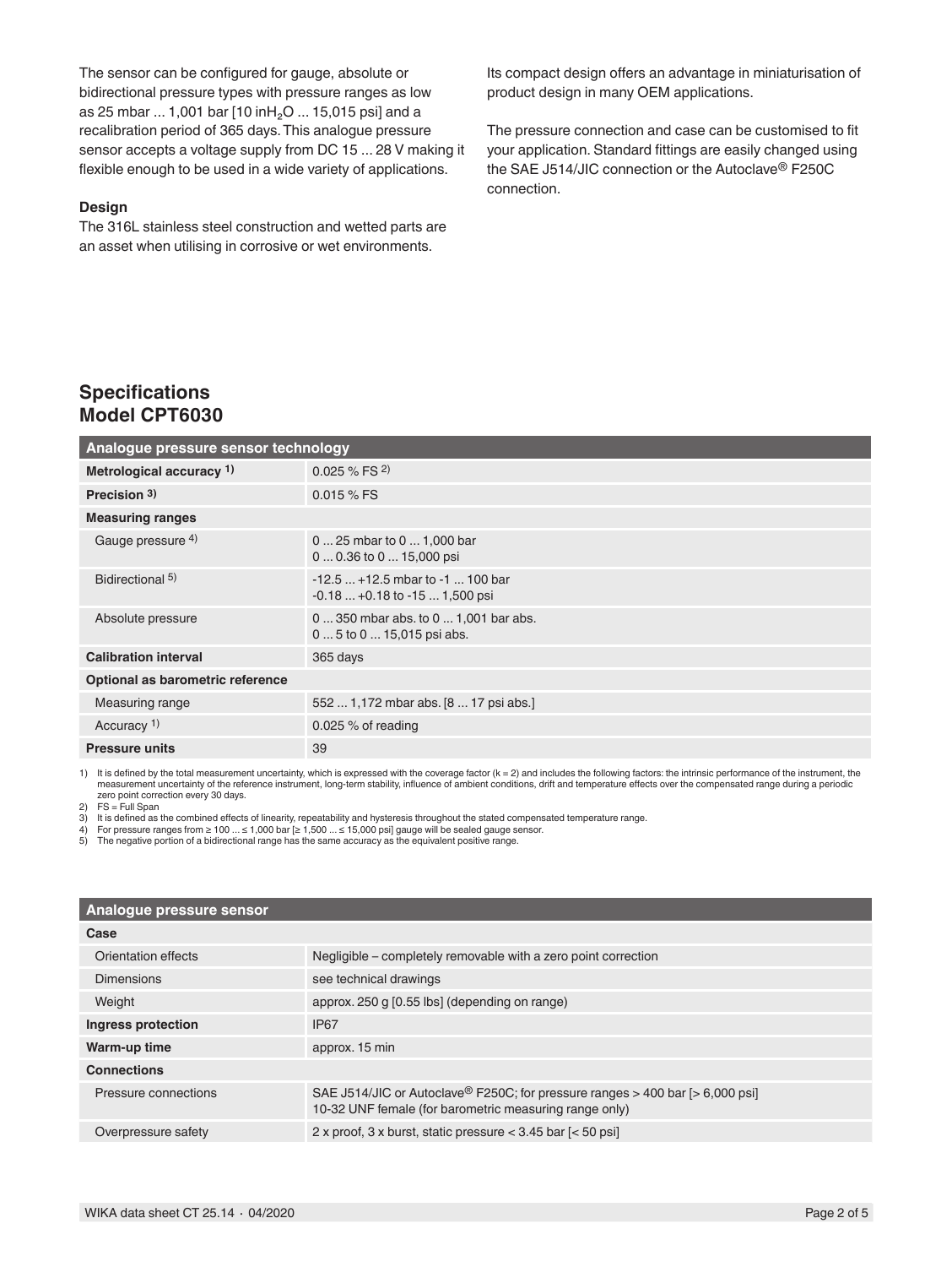The sensor can be configured for gauge, absolute or bidirectional pressure types with pressure ranges as low as 25 mbar ... 1,001 bar [10 in$H_2O$ ... 15,015 psi] and a recalibration period of 365 days. This analogue pressure sensor accepts a voltage supply from DC 15 ... 28 V making it flexible enough to be used in a wide variety of applications.

**Design**

The 316L stainless steel construction and wetted parts are an asset when utilising in corrosive or wet environments.

Its compact design offers an advantage in miniaturisation of product design in many OEM applications.

The pressure connection and case can be customised to fit your application. Standard fittings are easily changed using the SAE J514/JIC connection or the Autoclave® F250C connection.

## Specifications
## Model CPT6030

| Analogue pressure sensor technology | |
|---|---|
| **Metrological accuracy** [1] | 0.025 % FS [2] |
| **Precision** [3] | 0.015 % FS |
| **Measuring ranges** | |
| Gauge pressure [4] | 0 ... 25 mbar to 0 ... 1,000 bar<br>0 ... 0.36 to 0 ... 15,000 psi |
| Bidirectional [5] | -12.5 ... +12.5 mbar to -1 ... 100 bar<br>-0.18 ... +0.18 to -15 ... 1,500 psi |
| Absolute pressure | 0 ... 350 mbar abs. to 0 ... 1,001 bar abs.<br>0 ... 5 to 0 ... 15,015 psi abs. |
| **Calibration interval** | 365 days |
| **Optional as barometric reference** | |
| Measuring range | 552 ... 1,172 mbar abs. [8 ... 17 psi abs.] |
| Accuracy [1] | 0.025 % of reading |
| **Pressure units** | 39 |

1) It is defined by the total measurement uncertainty, which is expressed with the coverage factor (k = 2) and includes the following factors: the intrinsic performance of the instrument, the measurement uncertainty of the reference instrument, long-term stability, influence of ambient conditions, drift and temperature effects over the compensated range during a periodic zero point correction every 30 days.
2) FS = Full Span
3) It is defined as the combined effects of linearity, repeatability and hysteresis throughout the stated compensated temperature range.
4) For pressure ranges from ≥ 100 ... ≤ 1,000 bar [≥ 1,500 ... ≤ 15,000 psi] gauge will be sealed gauge sensor.
5) The negative portion of a bidirectional range has the same accuracy as the equivalent positive range.

| Analogue pressure sensor | |
|---|---|
| **Case** | |
| Orientation effects | Negligible – completely removable with a zero point correction |
| Dimensions | see technical drawings |
| Weight | approx. 250 g [0.55 lbs] (depending on range) |
| **Ingress protection** | IP67 |
| **Warm-up time** | approx. 15 min |
| **Connections** | |
| Pressure connections | SAE J514/JIC or Autoclave® F250C; for pressure ranges > 400 bar [> 6,000 psi]<br>10-32 UNF female (for barometric measuring range only) |
| Overpressure safety | 2 x proof, 3 x burst, static pressure < 3.45 bar [< 50 psi] |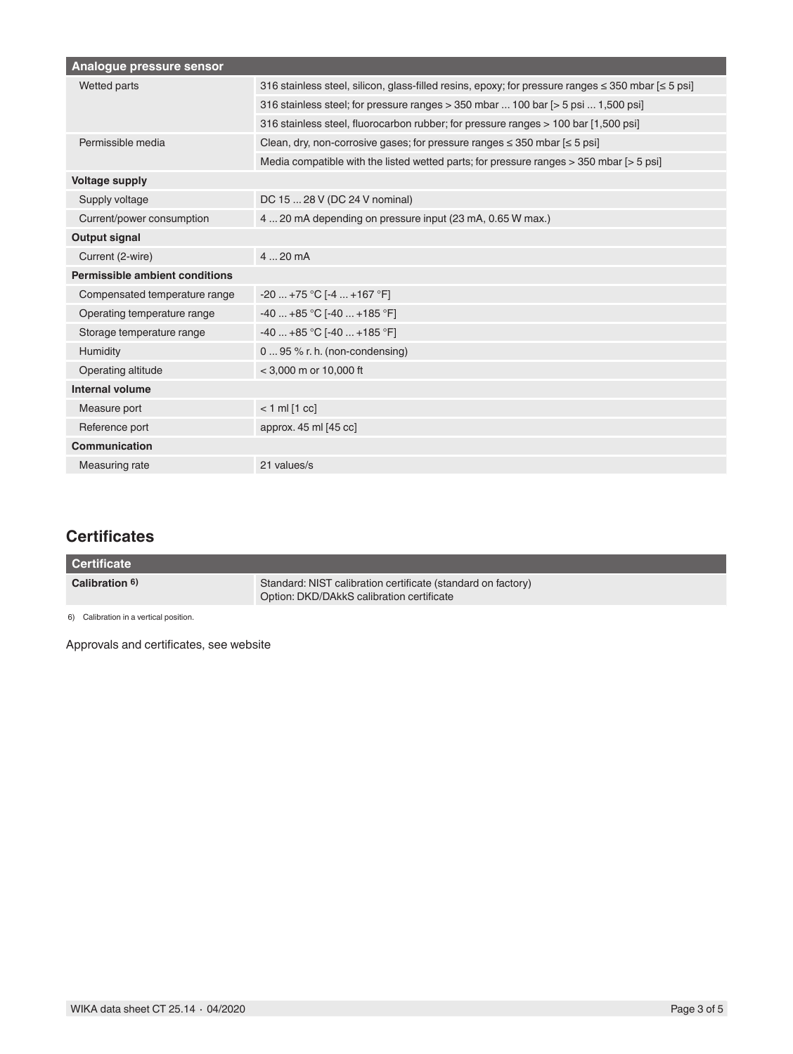| Analogue pressure sensor | |
|---|---|
| Wetted parts | 316 stainless steel, silicon, glass-filled resins, epoxy; for pressure ranges ≤ 350 mbar [≤ 5 psi] |
| | 316 stainless steel; for pressure ranges > 350 mbar ... 100 bar [> 5 psi ... 1,500 psi] |
| | 316 stainless steel, fluorocarbon rubber; for pressure ranges > 100 bar [1,500 psi] |
| Permissible media | Clean, dry, non-corrosive gases; for pressure ranges ≤ 350 mbar [≤ 5 psi] |
| | Media compatible with the listed wetted parts; for pressure ranges > 350 mbar [> 5 psi] |
| **Voltage supply** | |
| Supply voltage | DC 15 ... 28 V (DC 24 V nominal) |
| Current/power consumption | 4 ... 20 mA depending on pressure input (23 mA, 0.65 W max.) |
| **Output signal** | |
| Current (2-wire) | 4 ... 20 mA |
| **Permissible ambient conditions** | |
| Compensated temperature range | -20 ... +75 °C [-4 ... +167 °F] |
| Operating temperature range | -40 ... +85 °C [-40 ... +185 °F] |
| Storage temperature range | -40 ... +85 °C [-40 ... +185 °F] |
| Humidity | 0 ... 95 % r. h. (non-condensing) |
| Operating altitude | < 3,000 m or 10,000 ft |
| **Internal volume** | |
| Measure port | < 1 ml [1 cc] |
| Reference port | approx. 45 ml [45 cc] |
| **Communication** | |
| Measuring rate | 21 values/s |

## Certificates

| Certificate | |
|---|---|
| **Calibration 6)** | Standard: NIST calibration certificate (standard on factory)<br>Option: DKD/DAkkS calibration certificate |

6) Calibration in a vertical position.

Approvals and certificates, see website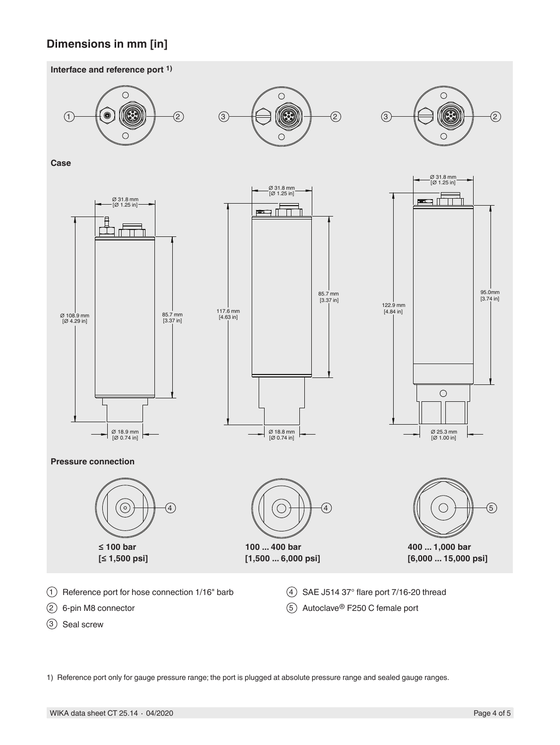## Dimensions in mm [in]

**Interface and reference port** [1)]

**Case**

**Pressure connection**

**≤ 100 bar [≤ 1,500 psi]**

**100 ... 400 bar [1,500 ... 6,000 psi]**

**400 ... 1,000 bar [6,000 ... 15,000 psi]**

1. Reference port for hose connection 1/16" barb
2. 6-pin M8 connector
3. Seal screw
4. SAE J514 37° flare port 7/16-20 thread
5. Autoclave® F250 C female port

1) Reference port only for gauge pressure range; the port is plugged at absolute pressure range and sealed gauge ranges.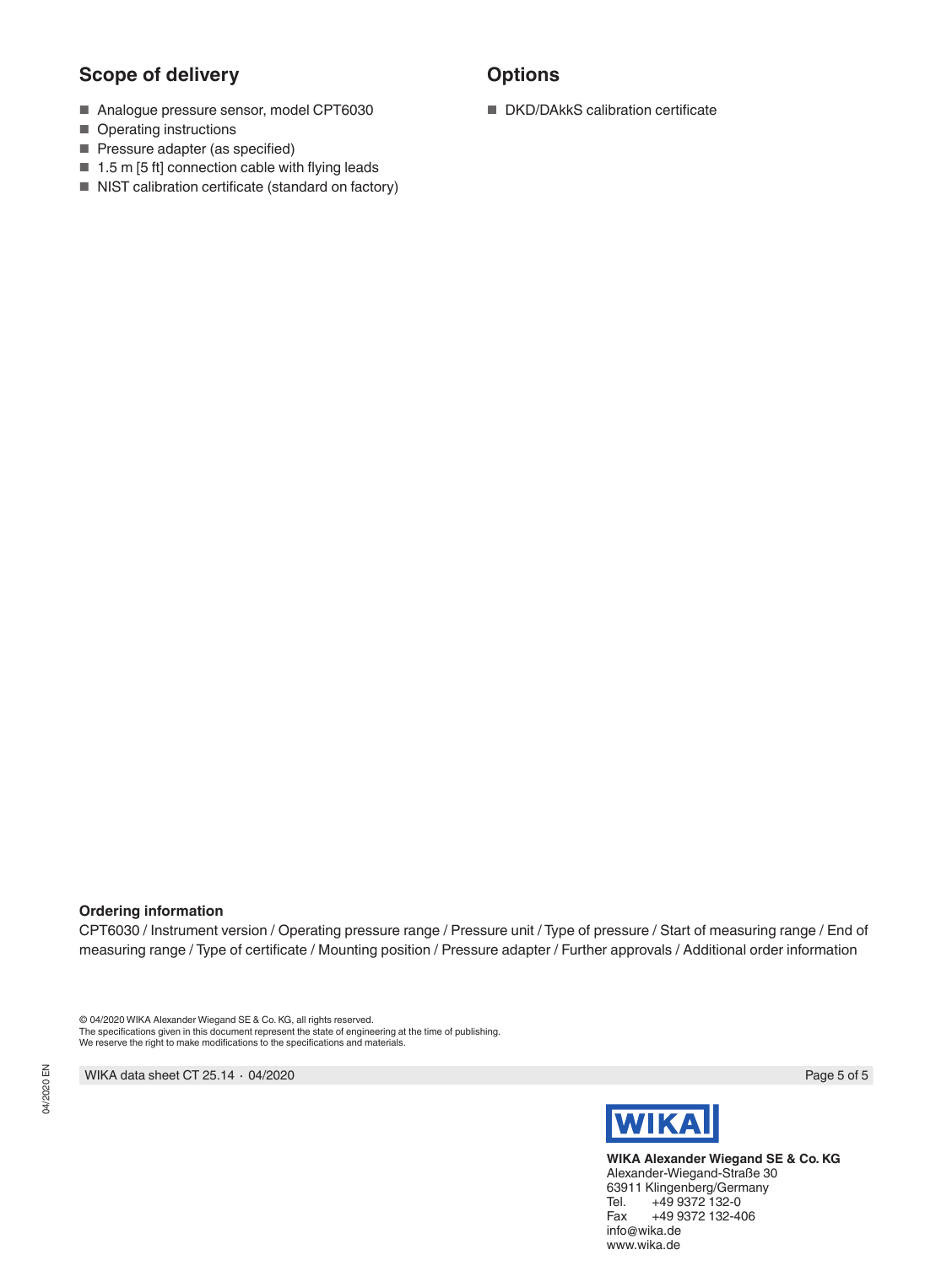## Scope of delivery

- Analogue pressure sensor, model CPT6030
- Operating instructions
- Pressure adapter (as specified)
- 1.5 m [5 ft] connection cable with flying leads
- NIST calibration certificate (standard on factory)

## Options

- DKD/DAkkS calibration certificate

**Ordering information**

CPT6030 / Instrument version / Operating pressure range / Pressure unit / Type of pressure / Start of measuring range / End of measuring range / Type of certificate / Mounting position / Pressure adapter / Further approvals / Additional order information

© 04/2020 WIKA Alexander Wiegand SE & Co. KG, all rights reserved.
The specifications given in this document represent the state of engineering at the time of publishing.
We reserve the right to make modifications to the specifications and materials.

**WIKA Alexander Wiegand SE & Co. KG**
Alexander-Wiegand-Straße 30
63911 Klingenberg/Germany
Tel. +49 9372 132-0
Fax +49 9372 132-406
info@wika.de
www.wika.de